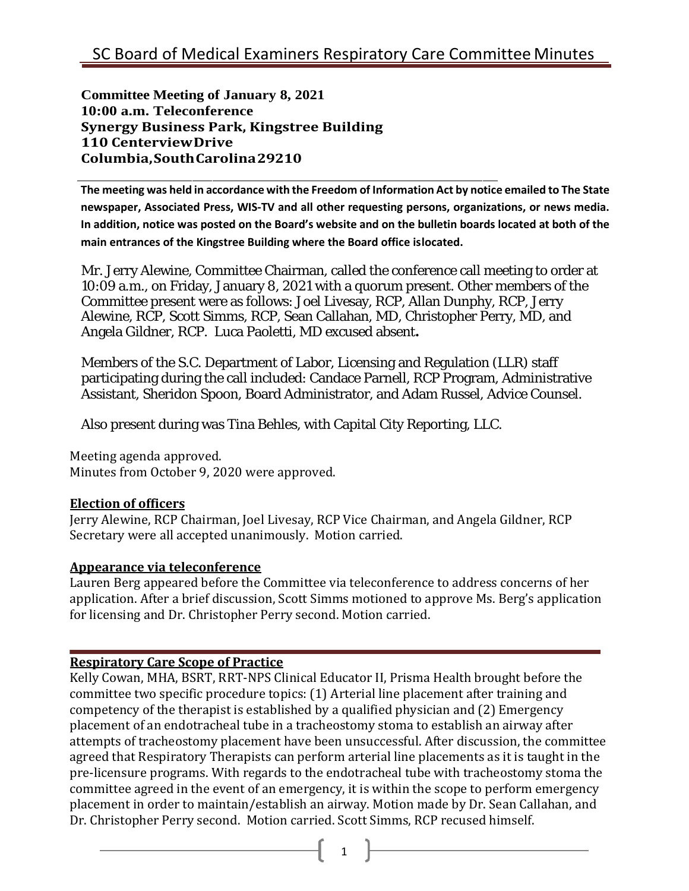# SC Board of Medical Examiners Respiratory Care Committee Minutes

**Committee Meeting of January 8, 2021**
**10:00 a.m. Teleconference**
**Synergy Business Park, Kingstree Building**
**110 Centerview Drive**
**Columbia, South Carolina 29210**

**The meeting was held in accordance with the Freedom of Information Act by notice emailed to The State newspaper, Associated Press, WIS-TV and all other requesting persons, organizations, or news media. In addition, notice was posted on the Board's website and on the bulletin boards located at both of the main entrances of the Kingstree Building where the Board office is located.**

Mr. Jerry Alewine, Committee Chairman, called the conference call meeting to order at 10:09 a.m., on Friday, January 8, 2021 with a quorum present. Other members of the Committee present were as follows: Joel Livesay, RCP, Allan Dunphy, RCP, Jerry Alewine, RCP, Scott Simms, RCP, Sean Callahan, MD, Christopher Perry, MD, and Angela Gildner, RCP. Luca Paoletti, MD excused absent**.**

Members of the S.C. Department of Labor, Licensing and Regulation (LLR) staff participating during the call included: Candace Parnell, RCP Program, Administrative Assistant, Sheridon Spoon, Board Administrator, and Adam Russel, Advice Counsel.

Also present during was Tina Behles, with Capital City Reporting, LLC.

Meeting agenda approved.
Minutes from October 9, 2020 were approved.

## Election of officers

Jerry Alewine, RCP Chairman, Joel Livesay, RCP Vice Chairman, and Angela Gildner, RCP Secretary were all accepted unanimously. Motion carried.

## Appearance via teleconference

Lauren Berg appeared before the Committee via teleconference to address concerns of her application. After a brief discussion, Scott Simms motioned to approve Ms. Berg's application for licensing and Dr. Christopher Perry second. Motion carried.

---

## Respiratory Care Scope of Practice

Kelly Cowan, MHA, BSRT, RRT-NPS Clinical Educator II, Prisma Health brought before the committee two specific procedure topics: (1) Arterial line placement after training and competency of the therapist is established by a qualified physician and (2) Emergency placement of an endotracheal tube in a tracheostomy stoma to establish an airway after attempts of tracheostomy placement have been unsuccessful. After discussion, the committee agreed that Respiratory Therapists can perform arterial line placements as it is taught in the pre-licensure programs. With regards to the endotracheal tube with tracheostomy stoma the committee agreed in the event of an emergency, it is within the scope to perform emergency placement in order to maintain/establish an airway. Motion made by Dr. Sean Callahan, and Dr. Christopher Perry second. Motion carried. Scott Simms, RCP recused himself.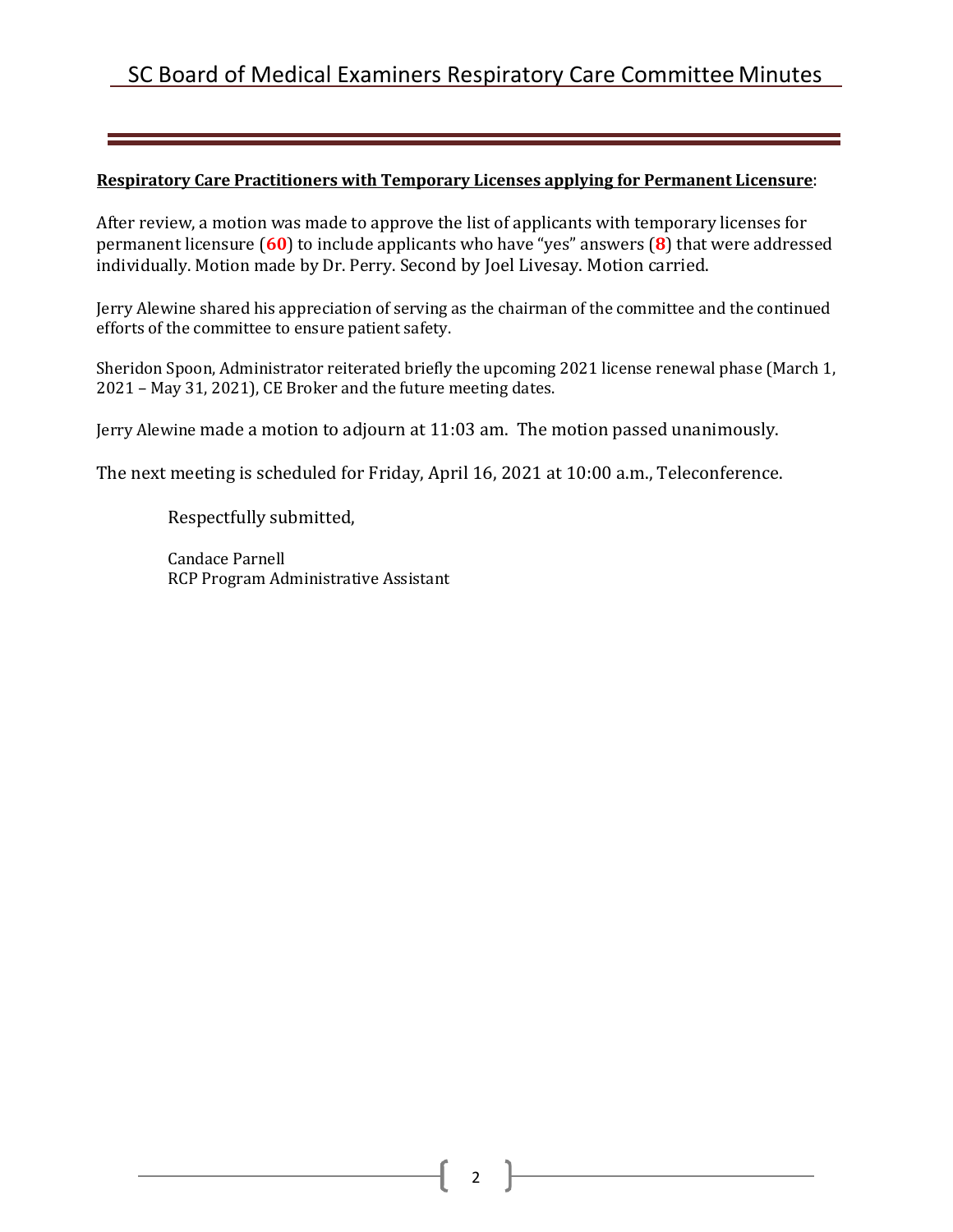**<u>Respiratory Care Practitioners with Temporary Licenses applying for Permanent Licensure</u>**:

After review, a motion was made to approve the list of applicants with temporary licenses for permanent licensure (**60**) to include applicants who have "yes" answers (**8**) that were addressed individually. Motion made by Dr. Perry. Second by Joel Livesay. Motion carried.

Jerry Alewine shared his appreciation of serving as the chairman of the committee and the continued efforts of the committee to ensure patient safety.

Sheridon Spoon, Administrator reiterated briefly the upcoming 2021 license renewal phase (March 1, 2021 – May 31, 2021), CE Broker and the future meeting dates.

Jerry Alewine made a motion to adjourn at 11:03 am. The motion passed unanimously.

The next meeting is scheduled for Friday, April 16, 2021 at 10:00 a.m., Teleconference.

Respectfully submitted,

Candace Parnell
RCP Program Administrative Assistant